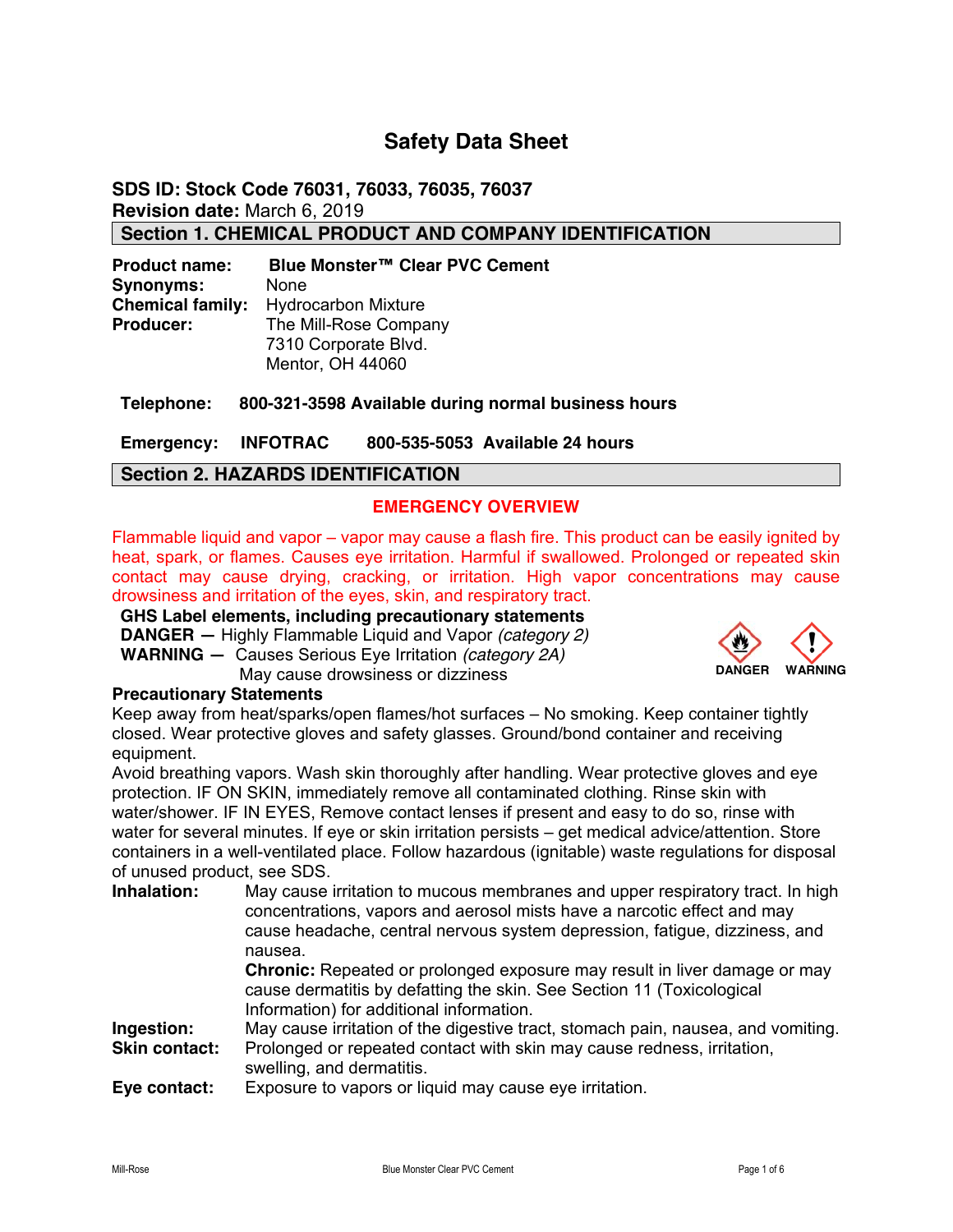# Safety Data Sheet

**SDS ID: Stock Code 76031, 76033, 76035, 76037**
**Revision date:** March 6, 2019

## Section 1. CHEMICAL PRODUCT AND COMPANY IDENTIFICATION

**Product name:** **Blue Monster™ Clear PVC Cement**
**Synonyms:** None
**Chemical family:** Hydrocarbon Mixture
**Producer:** The Mill-Rose Company
7310 Corporate Blvd.
Mentor, OH 44060

**Telephone: 800-321-3598 Available during normal business hours**

**Emergency: INFOTRAC 800-535-5053 Available 24 hours**

## Section 2. HAZARDS IDENTIFICATION

**EMERGENCY OVERVIEW**

Flammable liquid and vapor – vapor may cause a flash fire. This product can be easily ignited by heat, spark, or flames. Causes eye irritation. Harmful if swallowed. Prolonged or repeated skin contact may cause drying, cracking, or irritation. High vapor concentrations may cause drowsiness and irritation of the eyes, skin, and respiratory tract.

**GHS Label elements, including precautionary statements**

**DANGER —** Highly Flammable Liquid and Vapor *(category 2)*
**WARNING —** Causes Serious Eye Irritation *(category 2A)*
May cause drowsiness or dizziness

DANGER WARNING

**Precautionary Statements**

Keep away from heat/sparks/open flames/hot surfaces – No smoking. Keep container tightly closed. Wear protective gloves and safety glasses. Ground/bond container and receiving equipment.
Avoid breathing vapors. Wash skin thoroughly after handling. Wear protective gloves and eye protection. IF ON SKIN, immediately remove all contaminated clothing. Rinse skin with water/shower. IF IN EYES, Remove contact lenses if present and easy to do so, rinse with water for several minutes. If eye or skin irritation persists – get medical advice/attention. Store containers in a well-ventilated place. Follow hazardous (ignitable) waste regulations for disposal of unused product, see SDS.

**Inhalation:** May cause irritation to mucous membranes and upper respiratory tract. In high concentrations, vapors and aerosol mists have a narcotic effect and may cause headache, central nervous system depression, fatigue, dizziness, and nausea.
**Chronic:** Repeated or prolonged exposure may result in liver damage or may cause dermatitis by defatting the skin. See Section 11 (Toxicological Information) for additional information.

**Ingestion:** May cause irritation of the digestive tract, stomach pain, nausea, and vomiting.

**Skin contact:** Prolonged or repeated contact with skin may cause redness, irritation, swelling, and dermatitis.

**Eye contact:** Exposure to vapors or liquid may cause eye irritation.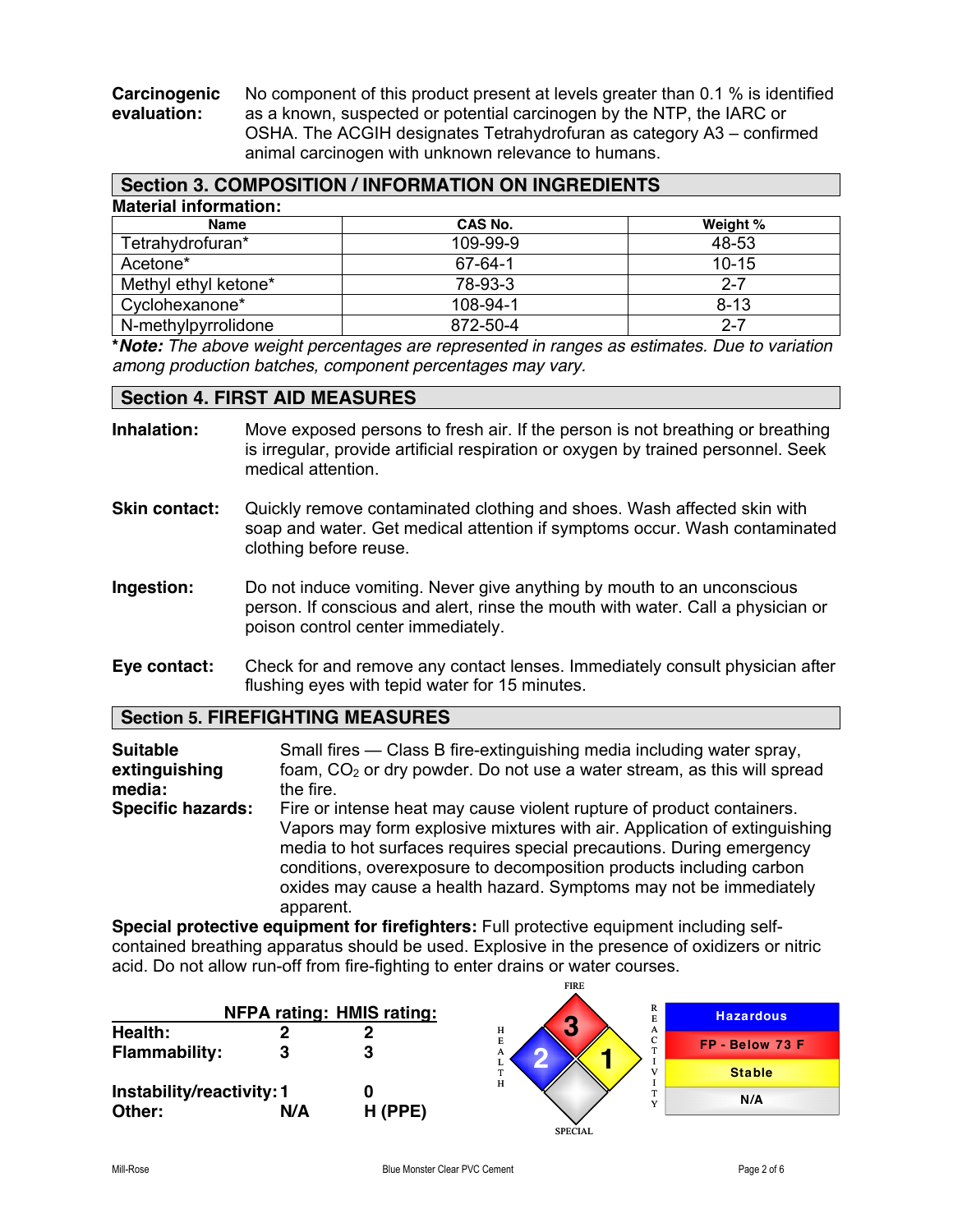**Carcinogenic evaluation:** No component of this product present at levels greater than 0.1 % is identified as a known, suspected or potential carcinogen by the NTP, the IARC or OSHA. The ACGIH designates Tetrahydrofuran as category A3 – confirmed animal carcinogen with unknown relevance to humans.

## Section 3. COMPOSITION / INFORMATION ON INGREDIENTS

**Material information:**

| Name | CAS No. | Weight % |
|---|---|---|
| Tetrahydrofuran* | 109-99-9 | 48-53 |
| Acetone* | 67-64-1 | 10-15 |
| Methyl ethyl ketone* | 78-93-3 | 2-7 |
| Cyclohexanone* | 108-94-1 | 8-13 |
| N-methylpyrrolidone | 872-50-4 | 2-7 |

***Note:*** *The above weight percentages are represented in ranges as estimates. Due to variation among production batches, component percentages may vary.*

## Section 4. FIRST AID MEASURES

**Inhalation:** Move exposed persons to fresh air. If the person is not breathing or breathing is irregular, provide artificial respiration or oxygen by trained personnel. Seek medical attention.

**Skin contact:** Quickly remove contaminated clothing and shoes. Wash affected skin with soap and water. Get medical attention if symptoms occur. Wash contaminated clothing before reuse.

**Ingestion:** Do not induce vomiting. Never give anything by mouth to an unconscious person. If conscious and alert, rinse the mouth with water. Call a physician or poison control center immediately.

**Eye contact:** Check for and remove any contact lenses. Immediately consult physician after flushing eyes with tepid water for 15 minutes.

## Section 5. FIREFIGHTING MEASURES

**Suitable extinguishing media:** Small fires — Class B fire-extinguishing media including water spray, foam, $CO_2$ or dry powder. Do not use a water stream, as this will spread the fire.

**Specific hazards:** Fire or intense heat may cause violent rupture of product containers. Vapors may form explosive mixtures with air. Application of extinguishing media to hot surfaces requires special precautions. During emergency conditions, overexposure to decomposition products including carbon oxides may cause a health hazard. Symptoms may not be immediately apparent.

**Special protective equipment for firefighters:** Full protective equipment including self-contained breathing apparatus should be used. Explosive in the presence of oxidizers or nitric acid. Do not allow run-off from fire-fighting to enter drains or water courses.

| | NFPA rating: | HMIS rating: |
|---|---|---|
| Health: | 2 | 2 |
| Flammability: | 3 | 3 |
| Instability/reactivity: | 1 | 0 |
| Other: | N/A | H (PPE) |

FIRE: 3 · HEALTH: 2 · REACTIVITY: 1 · SPECIAL

| |
|---|
| Hazardous |
| FP - Below 73 F |
| Stable |
| N/A |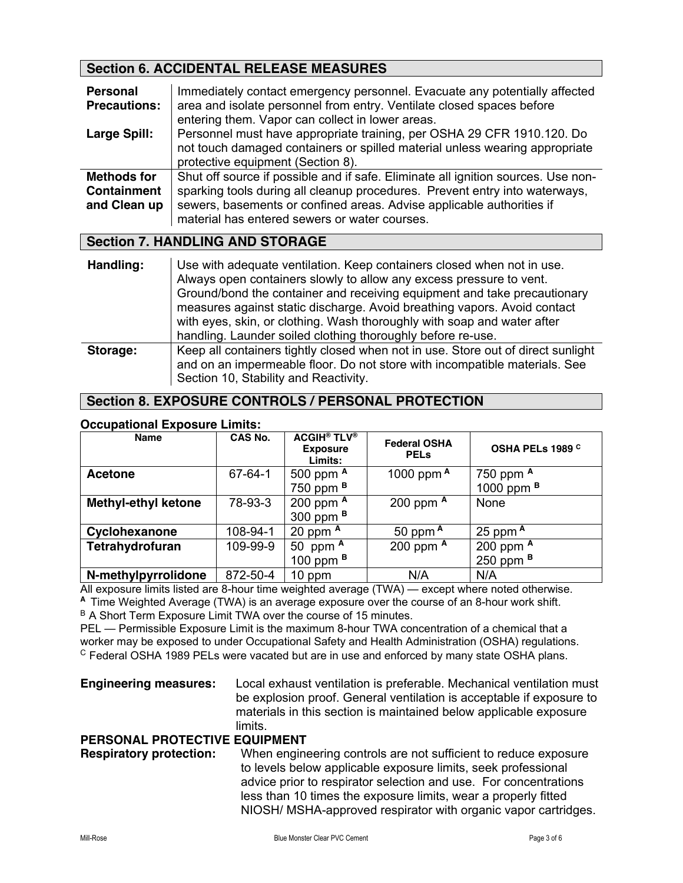## Section 6. ACCIDENTAL RELEASE MEASURES

| | |
|---|---|
| **Personal Precautions:** | Immediately contact emergency personnel. Evacuate any potentially affected area and isolate personnel from entry. Ventilate closed spaces before entering them. Vapor can collect in lower areas. |
| **Large Spill:** | Personnel must have appropriate training, per OSHA 29 CFR 1910.120. Do not touch damaged containers or spilled material unless wearing appropriate protective equipment (Section 8). |
| **Methods for Containment and Clean up** | Shut off source if possible and if safe. Eliminate all ignition sources. Use non-sparking tools during all cleanup procedures. Prevent entry into waterways, sewers, basements or confined areas. Advise applicable authorities if material has entered sewers or water courses. |

## Section 7. HANDLING AND STORAGE

| | |
|---|---|
| **Handling:** | Use with adequate ventilation. Keep containers closed when not in use. Always open containers slowly to allow any excess pressure to vent. Ground/bond the container and receiving equipment and take precautionary measures against static discharge. Avoid breathing vapors. Avoid contact with eyes, skin, or clothing. Wash thoroughly with soap and water after handling. Launder soiled clothing thoroughly before re-use. |
| **Storage:** | Keep all containers tightly closed when not in use. Store out of direct sunlight and on an impermeable floor. Do not store with incompatible materials. See Section 10, Stability and Reactivity. |

## Section 8. EXPOSURE CONTROLS / PERSONAL PROTECTION

**Occupational Exposure Limits:**

| Name | CAS No. | ACGIH® TLV® Exposure Limits: | Federal OSHA PELs | OSHA PELs 1989 [C] |
|---|---|---|---|---|
| **Acetone** | 67-64-1 | 500 ppm [A]<br>750 ppm [B] | 1000 ppm [A] | 750 ppm [A]<br>1000 ppm [B] |
| **Methyl-ethyl ketone** | 78-93-3 | 200 ppm [A]<br>300 ppm [B] | 200 ppm [A] | None |
| **Cyclohexanone** | 108-94-1 | 20 ppm [A] | 50 ppm [A] | 25 ppm [A] |
| **Tetrahydrofuran** | 109-99-9 | 50 ppm [A]<br>100 ppm [B] | 200 ppm [A] | 200 ppm [A]<br>250 ppm [B] |
| **N-methylpyrrolidone** | 872-50-4 | 10 ppm | N/A | N/A |

All exposure limits listed are 8-hour time weighted average (TWA) — except where noted otherwise.
[A] Time Weighted Average (TWA) is an average exposure over the course of an 8-hour work shift.
[B] A Short Term Exposure Limit TWA over the course of 15 minutes.
PEL — Permissible Exposure Limit is the maximum 8-hour TWA concentration of a chemical that a worker may be exposed to under Occupational Safety and Health Administration (OSHA) regulations.
[C] Federal OSHA 1989 PELs were vacated but are in use and enforced by many state OSHA plans.

**Engineering measures:** Local exhaust ventilation is preferable. Mechanical ventilation must be explosion proof. General ventilation is acceptable if exposure to materials in this section is maintained below applicable exposure limits.

**PERSONAL PROTECTIVE EQUIPMENT**

**Respiratory protection:** When engineering controls are not sufficient to reduce exposure to levels below applicable exposure limits, seek professional advice prior to respirator selection and use. For concentrations less than 10 times the exposure limits, wear a properly fitted NIOSH/ MSHA-approved respirator with organic vapor cartridges.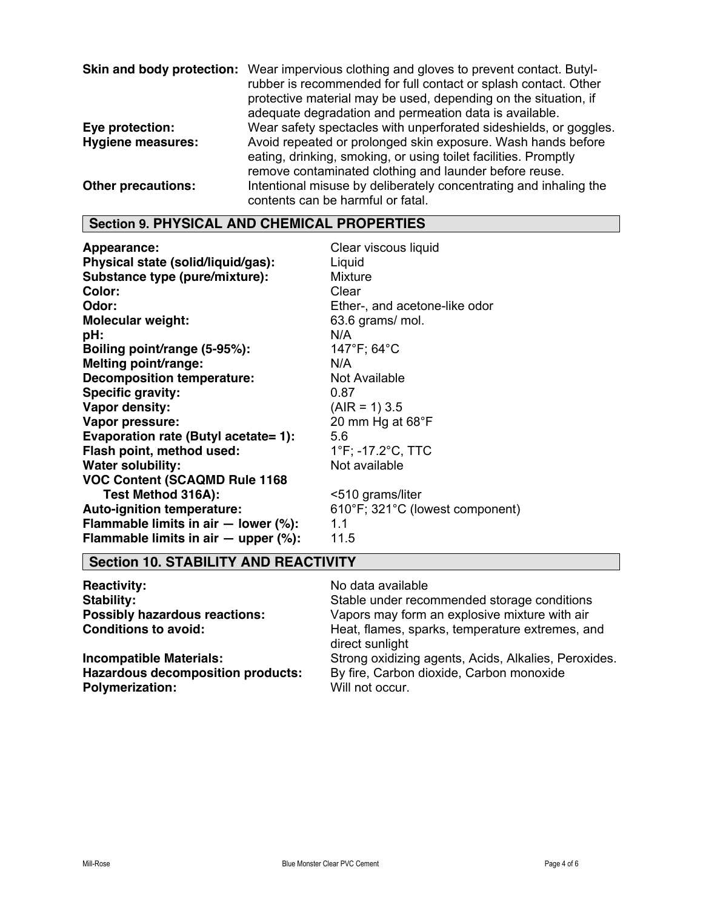**Skin and body protection:** Wear impervious clothing and gloves to prevent contact. Butyl-rubber is recommended for full contact or splash contact. Other protective material may be used, depending on the situation, if adequate degradation and permeation data is available.

**Eye protection:** Wear safety spectacles with unperforated sideshields, or goggles.

**Hygiene measures:** Avoid repeated or prolonged skin exposure. Wash hands before eating, drinking, smoking, or using toilet facilities. Promptly remove contaminated clothing and launder before reuse.

**Other precautions:** Intentional misuse by deliberately concentrating and inhaling the contents can be harmful or fatal.

## Section 9. PHYSICAL AND CHEMICAL PROPERTIES

| | |
|---|---|
| **Appearance:** | Clear viscous liquid |
| **Physical state (solid/liquid/gas):** | Liquid |
| **Substance type (pure/mixture):** | Mixture |
| **Color:** | Clear |
| **Odor:** | Ether-, and acetone-like odor |
| **Molecular weight:** | 63.6 grams/ mol. |
| **pH:** | N/A |
| **Boiling point/range (5-95%):** | 147°F; 64°C |
| **Melting point/range:** | N/A |
| **Decomposition temperature:** | Not Available |
| **Specific gravity:** | 0.87 |
| **Vapor density:** | (AIR = 1) 3.5 |
| **Vapor pressure:** | 20 mm Hg at 68°F |
| **Evaporation rate (Butyl acetate= 1):** | 5.6 |
| **Flash point, method used:** | 1°F; -17.2°C, TTC |
| **Water solubility:** | Not available |
| **VOC Content (SCAQMD Rule 1168 Test Method 316A):** | <510 grams/liter |
| **Auto-ignition temperature:** | 610°F; 321°C (lowest component) |
| **Flammable limits in air — lower (%):** | 1.1 |
| **Flammable limits in air — upper (%):** | 11.5 |

## Section 10. STABILITY AND REACTIVITY

| | |
|---|---|
| **Reactivity:** | No data available |
| **Stability:** | Stable under recommended storage conditions |
| **Possibly hazardous reactions:** | Vapors may form an explosive mixture with air |
| **Conditions to avoid:** | Heat, flames, sparks, temperature extremes, and direct sunlight |
| **Incompatible Materials:** | Strong oxidizing agents, Acids, Alkalies, Peroxides. |
| **Hazardous decomposition products:** | By fire, Carbon dioxide, Carbon monoxide |
| **Polymerization:** | Will not occur. |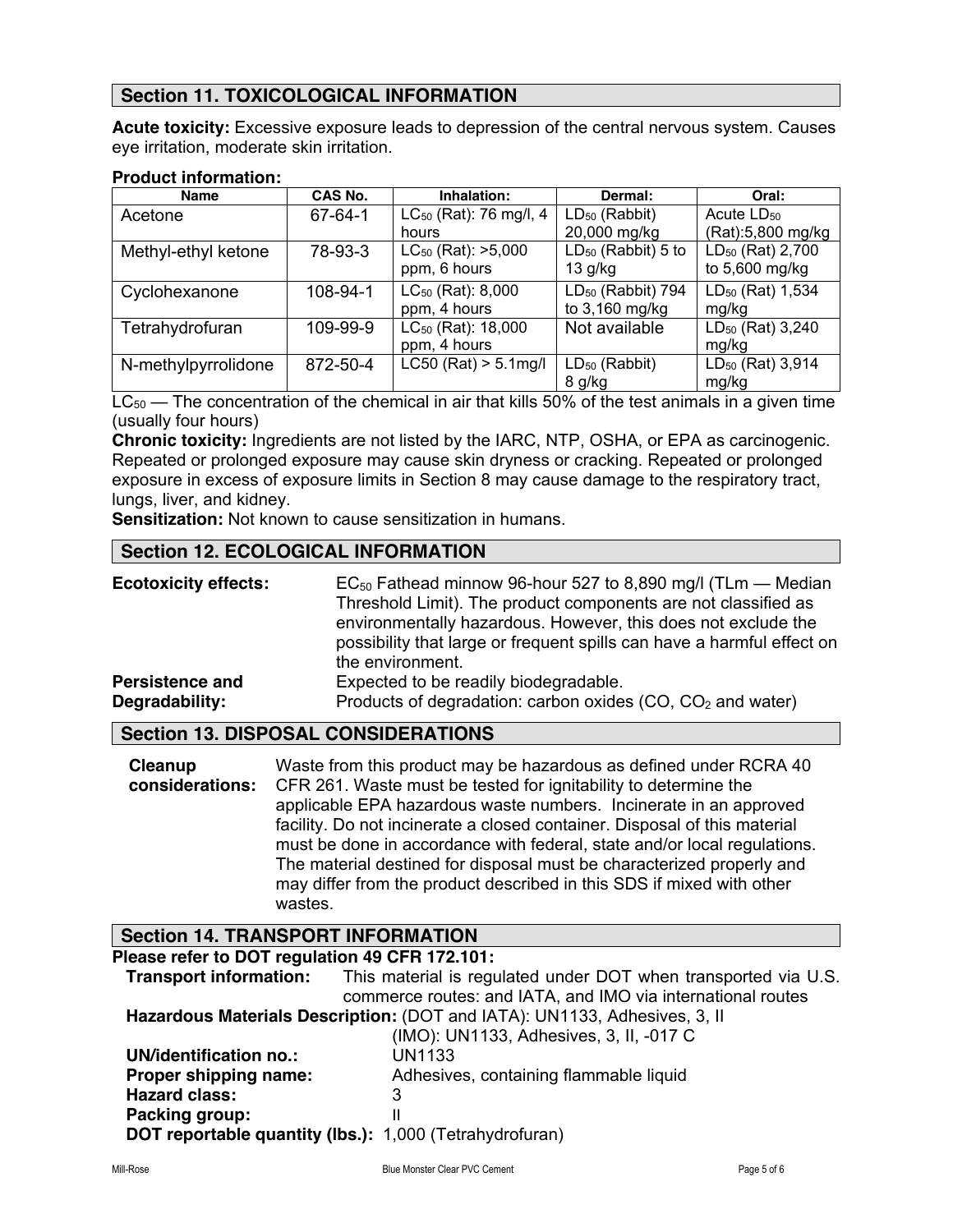## Section 11. TOXICOLOGICAL INFORMATION

**Acute toxicity:** Excessive exposure leads to depression of the central nervous system. Causes eye irritation, moderate skin irritation.

**Product information:**

| Name | CAS No. | Inhalation: | Dermal: | Oral: |
|---|---|---|---|---|
| Acetone | 67-64-1 | $LC_{50}$ (Rat): 76 mg/l, 4 hours | $LD_{50}$ (Rabbit) 20,000 mg/kg | Acute $LD_{50}$ (Rat):5,800 mg/kg |
| Methyl-ethyl ketone | 78-93-3 | $LC_{50}$ (Rat): >5,000 ppm, 6 hours | $LD_{50}$ (Rabbit) 5 to 13 g/kg | $LD_{50}$ (Rat) 2,700 to 5,600 mg/kg |
| Cyclohexanone | 108-94-1 | $LC_{50}$ (Rat): 8,000 ppm, 4 hours | $LD_{50}$ (Rabbit) 794 to 3,160 mg/kg | $LD_{50}$ (Rat) 1,534 mg/kg |
| Tetrahydrofuran | 109-99-9 | $LC_{50}$ (Rat): 18,000 ppm, 4 hours | Not available | $LD_{50}$ (Rat) 3,240 mg/kg |
| N-methylpyrrolidone | 872-50-4 | LC50 (Rat) > 5.1mg/l | $LD_{50}$ (Rabbit) 8 g/kg | $LD_{50}$ (Rat) 3,914 mg/kg |

$LC_{50}$ — The concentration of the chemical in air that kills 50% of the test animals in a given time (usually four hours)

**Chronic toxicity:** Ingredients are not listed by the IARC, NTP, OSHA, or EPA as carcinogenic. Repeated or prolonged exposure may cause skin dryness or cracking. Repeated or prolonged exposure in excess of exposure limits in Section 8 may cause damage to the respiratory tract, lungs, liver, and kidney.

**Sensitization:** Not known to cause sensitization in humans.

## Section 12. ECOLOGICAL INFORMATION

**Ecotoxicity effects:** $EC_{50}$ Fathead minnow 96-hour 527 to 8,890 mg/l (TLm — Median Threshold Limit). The product components are not classified as environmentally hazardous. However, this does not exclude the possibility that large or frequent spills can have a harmful effect on the environment.

**Persistence and Degradability:** Expected to be readily biodegradable. Products of degradation: carbon oxides (CO, $CO_2$ and water)

## Section 13. DISPOSAL CONSIDERATIONS

**Cleanup considerations:** Waste from this product may be hazardous as defined under RCRA 40 CFR 261. Waste must be tested for ignitability to determine the applicable EPA hazardous waste numbers. Incinerate in an approved facility. Do not incinerate a closed container. Disposal of this material must be done in accordance with federal, state and/or local regulations. The material destined for disposal must be characterized properly and may differ from the product described in this SDS if mixed with other wastes.

## Section 14. TRANSPORT INFORMATION

**Please refer to DOT regulation 49 CFR 172.101:**

**Transport information:** This material is regulated under DOT when transported via U.S. commerce routes: and IATA, and IMO via international routes

**Hazardous Materials Description:** (DOT and IATA): UN1133, Adhesives, 3, II
(IMO): UN1133, Adhesives, 3, II, -017 C

**UN/identification no.:** UN1133

**Proper shipping name:** Adhesives, containing flammable liquid

**Hazard class:** 3

**Packing group:** II

**DOT reportable quantity (lbs.):** 1,000 (Tetrahydrofuran)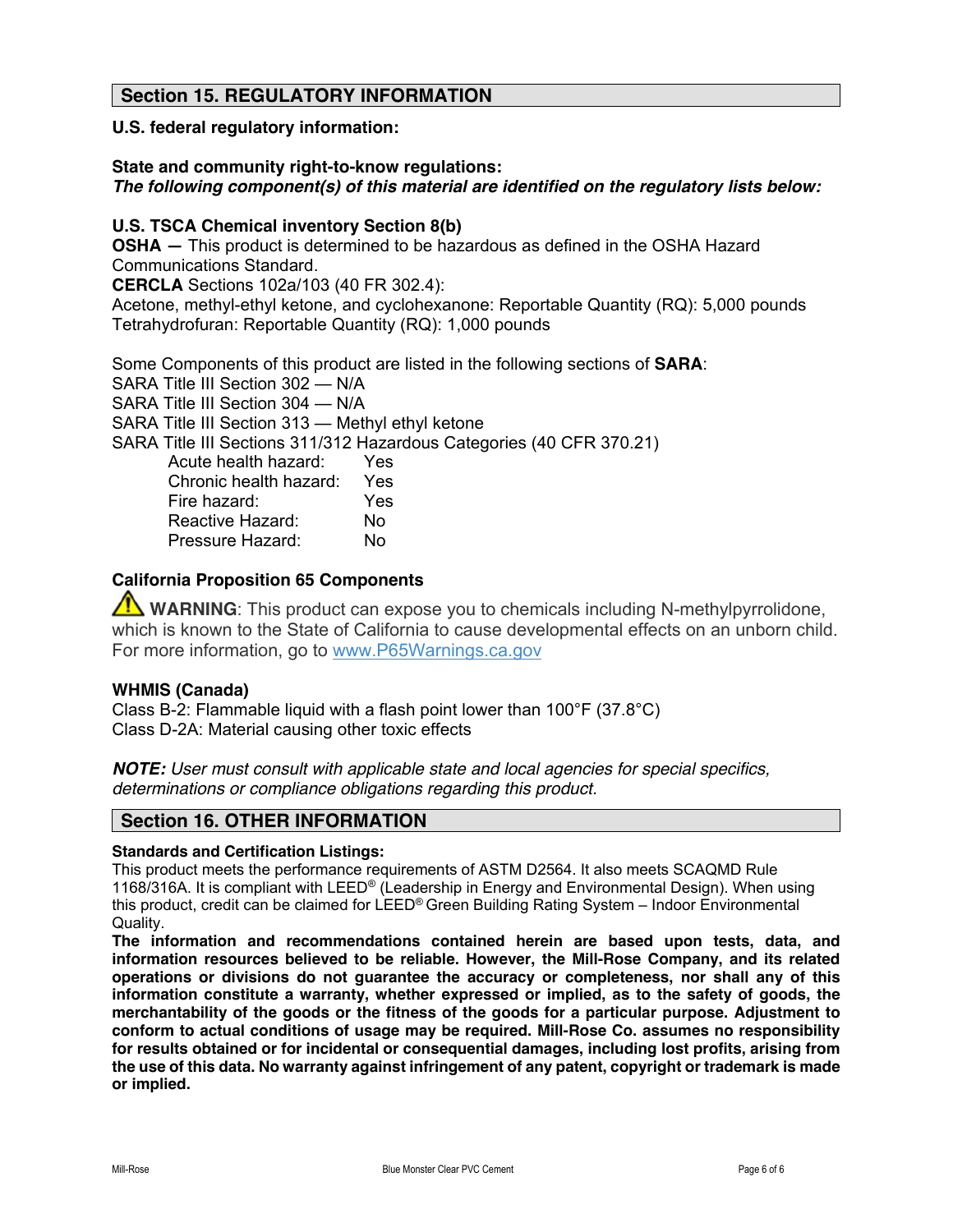## Section 15. REGULATORY INFORMATION

**U.S. federal regulatory information:**

**State and community right-to-know regulations:**
***The following component(s) of this material are identified on the regulatory lists below:***

**U.S. TSCA Chemical inventory Section 8(b)**
**OSHA —** This product is determined to be hazardous as defined in the OSHA Hazard Communications Standard.
**CERCLA** Sections 102a/103 (40 FR 302.4):
Acetone, methyl-ethyl ketone, and cyclohexanone: Reportable Quantity (RQ): 5,000 pounds
Tetrahydrofuran: Reportable Quantity (RQ): 1,000 pounds

Some Components of this product are listed in the following sections of **SARA**:
SARA Title III Section 302 — N/A
SARA Title III Section 304 — N/A
SARA Title III Section 313 — Methyl ethyl ketone
SARA Title III Sections 311/312 Hazardous Categories (40 CFR 370.21)

| | |
|---|---|
| Acute health hazard: | Yes |
| Chronic health hazard: | Yes |
| Fire hazard: | Yes |
| Reactive Hazard: | No |
| Pressure Hazard: | No |

**California Proposition 65 Components**

⚠ **WARNING**: This product can expose you to chemicals including N-methylpyrrolidone, which is known to the State of California to cause developmental effects on an unborn child. For more information, go to www.P65Warnings.ca.gov

**WHMIS (Canada)**
Class B-2: Flammable liquid with a flash point lower than 100°F (37.8°C)
Class D-2A: Material causing other toxic effects

***NOTE:*** *User must consult with applicable state and local agencies for special specifics, determinations or compliance obligations regarding this product.*

## Section 16. OTHER INFORMATION

**Standards and Certification Listings:**
This product meets the performance requirements of ASTM D2564. It also meets SCAQMD Rule 1168/316A. It is compliant with LEED® (Leadership in Energy and Environmental Design). When using this product, credit can be claimed for LEED® Green Building Rating System – Indoor Environmental Quality.

**The information and recommendations contained herein are based upon tests, data, and information resources believed to be reliable. However, the Mill-Rose Company, and its related operations or divisions do not guarantee the accuracy or completeness, nor shall any of this information constitute a warranty, whether expressed or implied, as to the safety of goods, the merchantability of the goods or the fitness of the goods for a particular purpose. Adjustment to conform to actual conditions of usage may be required. Mill-Rose Co. assumes no responsibility for results obtained or for incidental or consequential damages, including lost profits, arising from the use of this data. No warranty against infringement of any patent, copyright or trademark is made or implied.**